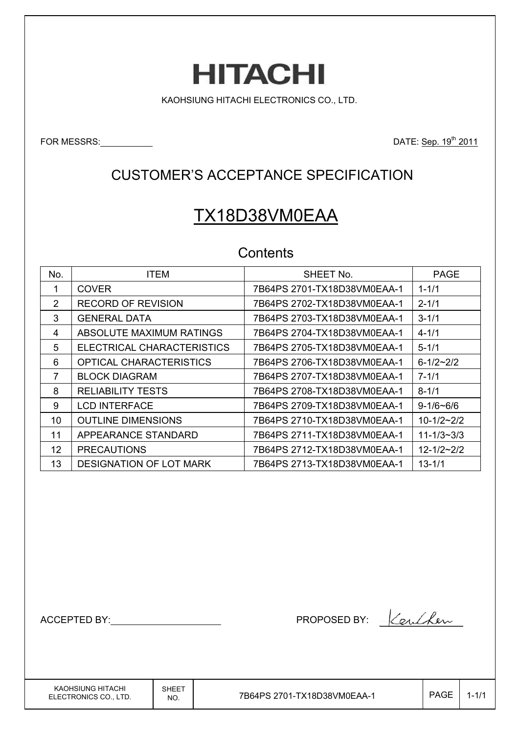# HITACHI

KAOHSIUNG HITACHI ELECTRONICS CO., LTD.

FOR MESSRS:

DATE: Sep. 19th 2011

## CUSTOMER'S ACCEPTANCE SPECIFICATION

## TX18D38VM0EAA

### Contents

| No. | ITEM | SHEET No. | PAGE |
|---|---|---|---|
| 1 | COVER | 7B64PS 2701-TX18D38VM0EAA-1 | 1-1/1 |
| 2 | RECORD OF REVISION | 7B64PS 2702-TX18D38VM0EAA-1 | 2-1/1 |
| 3 | GENERAL DATA | 7B64PS 2703-TX18D38VM0EAA-1 | 3-1/1 |
| 4 | ABSOLUTE MAXIMUM RATINGS | 7B64PS 2704-TX18D38VM0EAA-1 | 4-1/1 |
| 5 | ELECTRICAL CHARACTERISTICS | 7B64PS 2705-TX18D38VM0EAA-1 | 5-1/1 |
| 6 | OPTICAL CHARACTERISTICS | 7B64PS 2706-TX18D38VM0EAA-1 | 6-1/2~2/2 |
| 7 | BLOCK DIAGRAM | 7B64PS 2707-TX18D38VM0EAA-1 | 7-1/1 |
| 8 | RELIABILITY TESTS | 7B64PS 2708-TX18D38VM0EAA-1 | 8-1/1 |
| 9 | LCD INTERFACE | 7B64PS 2709-TX18D38VM0EAA-1 | 9-1/6~6/6 |
| 10 | OUTLINE DIMENSIONS | 7B64PS 2710-TX18D38VM0EAA-1 | 10-1/2~2/2 |
| 11 | APPEARANCE STANDARD | 7B64PS 2711-TX18D38VM0EAA-1 | 11-1/3~3/3 |
| 12 | PRECAUTIONS | 7B64PS 2712-TX18D38VM0EAA-1 | 12-1/2~2/2 |
| 13 | DESIGNATION OF LOT MARK | 7B64PS 2713-TX18D38VM0EAA-1 | 13-1/1 |

ACCEPTED BY:

PROPOSED BY: Ken Chen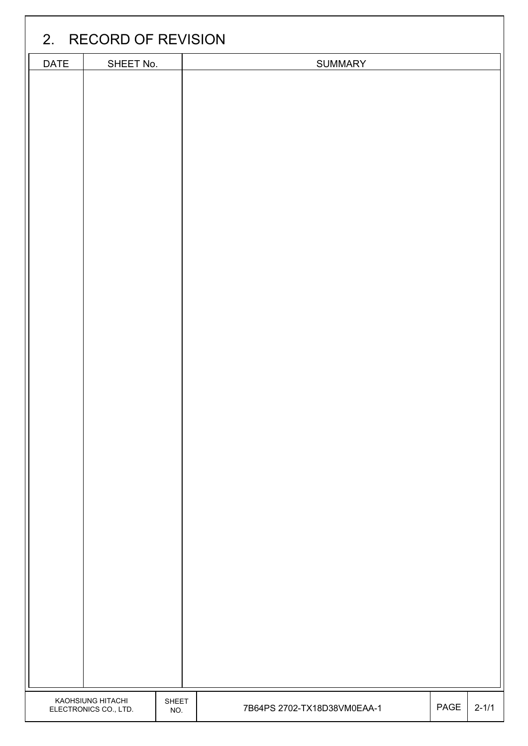## 2. RECORD OF REVISION

| DATE | SHEET No. | SUMMARY |
|---|---|---|
| | | |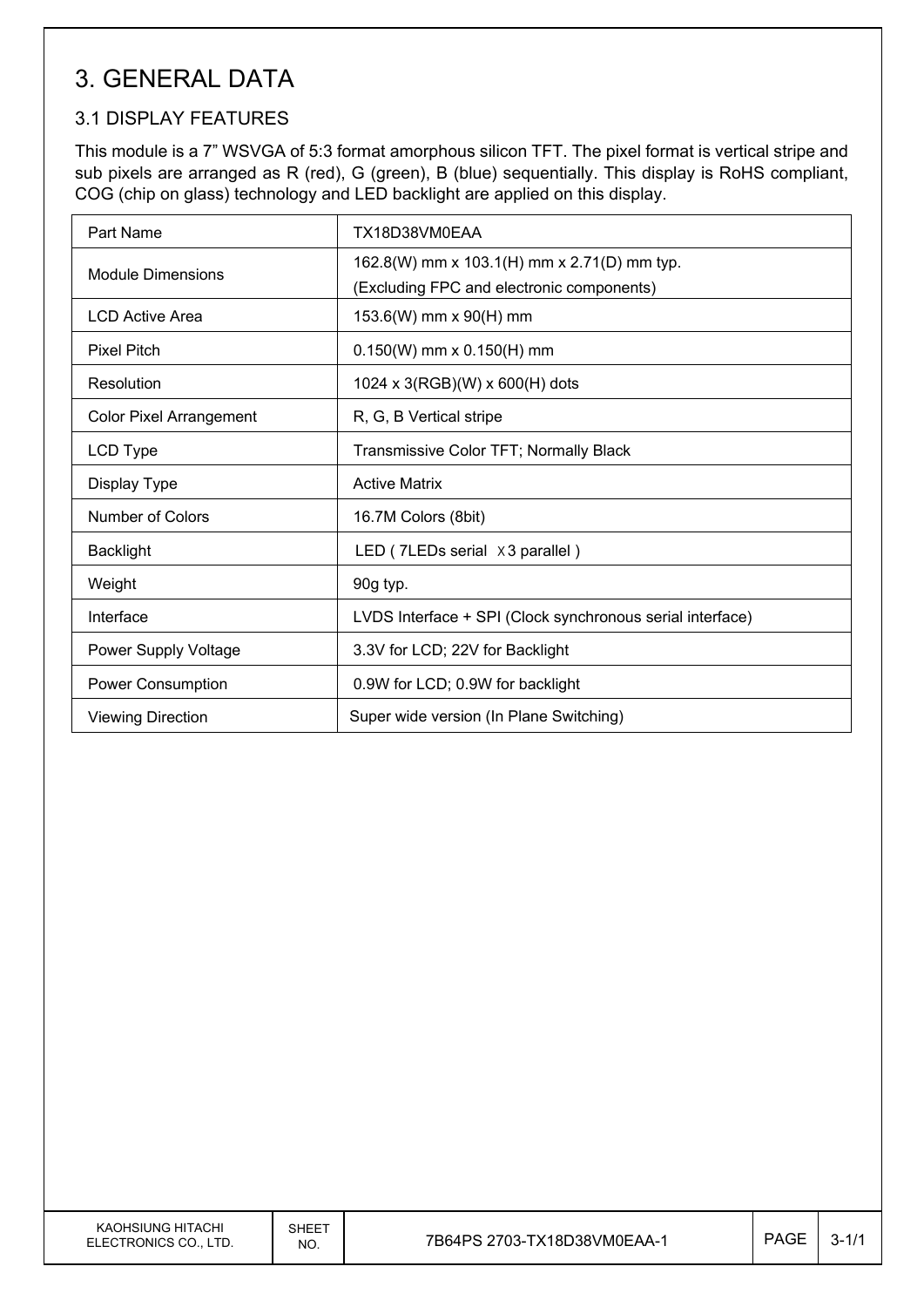# 3. GENERAL DATA

## 3.1 DISPLAY FEATURES

This module is a 7" WSVGA of 5:3 format amorphous silicon TFT. The pixel format is vertical stripe and sub pixels are arranged as R (red), G (green), B (blue) sequentially. This display is RoHS compliant, COG (chip on glass) technology and LED backlight are applied on this display.

| Part Name | TX18D38VM0EAA |
|---|---|
| Module Dimensions | 162.8(W) mm x 103.1(H) mm x 2.71(D) mm typ.<br>(Excluding FPC and electronic components) |
| LCD Active Area | 153.6(W) mm x 90(H) mm |
| Pixel Pitch | 0.150(W) mm x 0.150(H) mm |
| Resolution | 1024 x 3(RGB)(W) x 600(H) dots |
| Color Pixel Arrangement | R, G, B Vertical stripe |
| LCD Type | Transmissive Color TFT; Normally Black |
| Display Type | Active Matrix |
| Number of Colors | 16.7M Colors (8bit) |
| Backlight | LED ( 7LEDs serial Ｘ3 parallel ) |
| Weight | 90g typ. |
| Interface | LVDS Interface + SPI (Clock synchronous serial interface) |
| Power Supply Voltage | 3.3V for LCD; 22V for Backlight |
| Power Consumption | 0.9W for LCD; 0.9W for backlight |
| Viewing Direction | Super wide version (In Plane Switching) |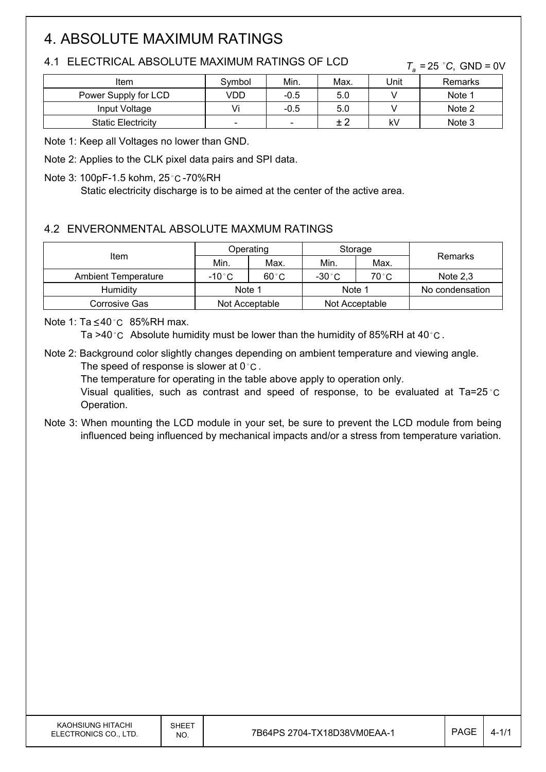# 4. ABSOLUTE MAXIMUM RATINGS

## 4.1 ELECTRICAL ABSOLUTE MAXIMUM RATINGS OF LCD

$T_a = 25\ ^\circ C$, GND = 0V

| Item | Symbol | Min. | Max. | Unit | Remarks |
|---|---|---|---|---|---|
| Power Supply for LCD | VDD | -0.5 | 5.0 | V | Note 1 |
| Input Voltage | Vi | -0.5 | 5.0 | V | Note 2 |
| Static Electricity | - | - | ± 2 | kV | Note 3 |

Note 1: Keep all Voltages no lower than GND.

Note 2: Applies to the CLK pixel data pairs and SPI data.

Note 3: 100pF-1.5 kohm, 25°C-70%RH
Static electricity discharge is to be aimed at the center of the active area.

## 4.2 ENVERONMENTAL ABSOLUTE MAXMUM RATINGS

| Item | Operating | | Storage | | Remarks |
|---|---|---|---|---|---|
| | Min. | Max. | Min. | Max. | |
| Ambient Temperature | -10°C | 60°C | -30°C | 70°C | Note 2,3 |
| Humidity | Note 1 | | Note 1 | | No condensation |
| Corrosive Gas | Not Acceptable | | Not Acceptable | | |

Note 1: Ta ≤40°C 85%RH max.
Ta >40°C Absolute humidity must be lower than the humidity of 85%RH at 40°C.

Note 2: Background color slightly changes depending on ambient temperature and viewing angle.
The speed of response is slower at 0°C.
The temperature for operating in the table above apply to operation only.
Visual qualities, such as contrast and speed of response, to be evaluated at Ta=25°C Operation.

Note 3: When mounting the LCD module in your set, be sure to prevent the LCD module from being influenced being influenced by mechanical impacts and/or a stress from temperature variation.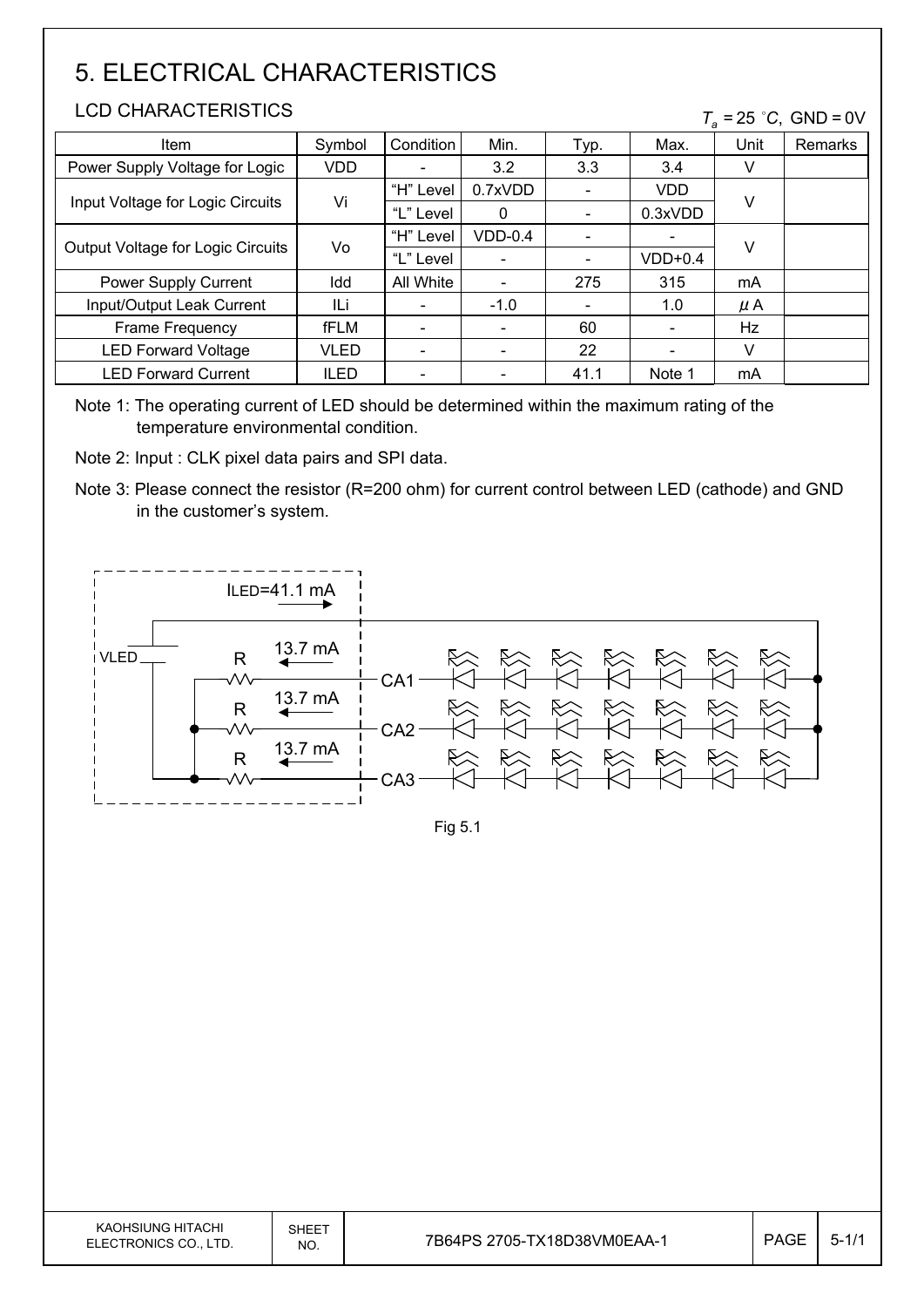# 5. ELECTRICAL CHARACTERISTICS

## LCD CHARACTERISTICS

$T_a = 25\ ^\circ C,\ \text{GND} = 0\text{V}$

| Item | Symbol | Condition | Min. | Typ. | Max. | Unit | Remarks |
|---|---|---|---|---|---|---|---|
| Power Supply Voltage for Logic | VDD | - | 3.2 | 3.3 | 3.4 | V | |
| Input Voltage for Logic Circuits | Vi | "H" Level | 0.7xVDD | - | VDD | V | |
| | | "L" Level | 0 | - | 0.3xVDD | | |
| Output Voltage for Logic Circuits | Vo | "H" Level | VDD-0.4 | - | - | V | |
| | | "L" Level | - | - | VDD+0.4 | | |
| Power Supply Current | Idd | All White | - | 275 | 315 | mA | |
| Input/Output Leak Current | ILi | - | -1.0 | - | 1.0 | μA | |
| Frame Frequency | fFLM | - | - | 60 | - | Hz | |
| LED Forward Voltage | VLED | - | - | 22 | - | V | |
| LED Forward Current | ILED | - | - | 41.1 | Note 1 | mA | |

Note 1: The operating current of LED should be determined within the maximum rating of the temperature environmental condition.

Note 2: Input : CLK pixel data pairs and SPI data.

Note 3: Please connect the resistor (R=200 ohm) for current control between LED (cathode) and GND in the customer's system.

ILED=41.1 mA

VLED R 13.7 mA CA1

R 13.7 mA CA2

R 13.7 mA CA3

Fig 5.1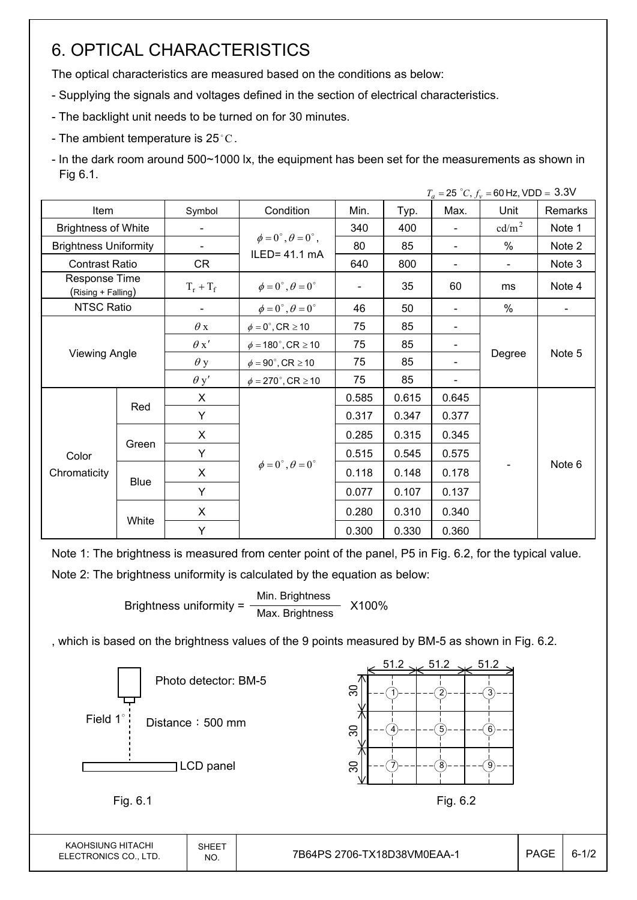# 6. OPTICAL CHARACTERISTICS

The optical characteristics are measured based on the conditions as below:

- Supplying the signals and voltages defined in the section of electrical characteristics.
- The backlight unit needs to be turned on for 30 minutes.
- The ambient temperature is 25°C.
- In the dark room around 500~1000 lx, the equipment has been set for the measurements as shown in Fig 6.1.

$T_a = 25\ ^{\circ}C$, $f_v = 60$ Hz, VDD = 3.3V

| Item | | Symbol | Condition | Min. | Typ. | Max. | Unit | Remarks |
|---|---|---|---|---|---|---|---|---|
| Brightness of White | | - | $\phi = 0^{\circ}, \theta = 0^{\circ}$, ILED= 41.1 mA | 340 | 400 | - | $cd/m^2$ | Note 1 |
| Brightness Uniformity | | - | | 80 | 85 | - | % | Note 2 |
| Contrast Ratio | | CR | | 640 | 800 | - | - | Note 3 |
| Response Time (Rising + Falling) | | $T_r + T_f$ | $\phi = 0^{\circ}, \theta = 0^{\circ}$ | - | 35 | 60 | ms | Note 4 |
| NTSC Ratio | | - | $\phi = 0^{\circ}, \theta = 0^{\circ}$ | 46 | 50 | - | % | - |
| Viewing Angle | | $\theta$ x | $\phi = 0^{\circ}$, CR $\geq 10$ | 75 | 85 | - | Degree | Note 5 |
| | | $\theta$ x' | $\phi = 180^{\circ}$, CR $\geq 10$ | 75 | 85 | - | | |
| | | $\theta$ y | $\phi = 90^{\circ}$, CR $\geq 10$ | 75 | 85 | - | | |
| | | $\theta$ y' | $\phi = 270^{\circ}$, CR $\geq 10$ | 75 | 85 | - | | |
| Color Chromaticity | Red | X | $\phi = 0^{\circ}, \theta = 0^{\circ}$ | 0.585 | 0.615 | 0.645 | - | Note 6 |
| | | Y | | 0.317 | 0.347 | 0.377 | | |
| | Green | X | | 0.285 | 0.315 | 0.345 | | |
| | | Y | | 0.515 | 0.545 | 0.575 | | |
| | Blue | X | | 0.118 | 0.148 | 0.178 | | |
| | | Y | | 0.077 | 0.107 | 0.137 | | |
| | White | X | | 0.280 | 0.310 | 0.340 | | |
| | | Y | | 0.300 | 0.330 | 0.360 | | |

Note 1: The brightness is measured from center point of the panel, P5 in Fig. 6.2, for the typical value.

Note 2: The brightness uniformity is calculated by the equation as below:

$$\text{Brightness uniformity} = \frac{\text{Min. Brightness}}{\text{Max. Brightness}} \times 100\%$$

, which is based on the brightness values of the 9 points measured by BM-5 as shown in Fig. 6.2.

Photo detector: BM-5

Field 1°

Distance：500 mm

LCD panel

Fig. 6.1

51.2 51.2 51.2

30 30 30

① ② ③ ④ ⑤ ⑥ ⑦ ⑧ ⑨

Fig. 6.2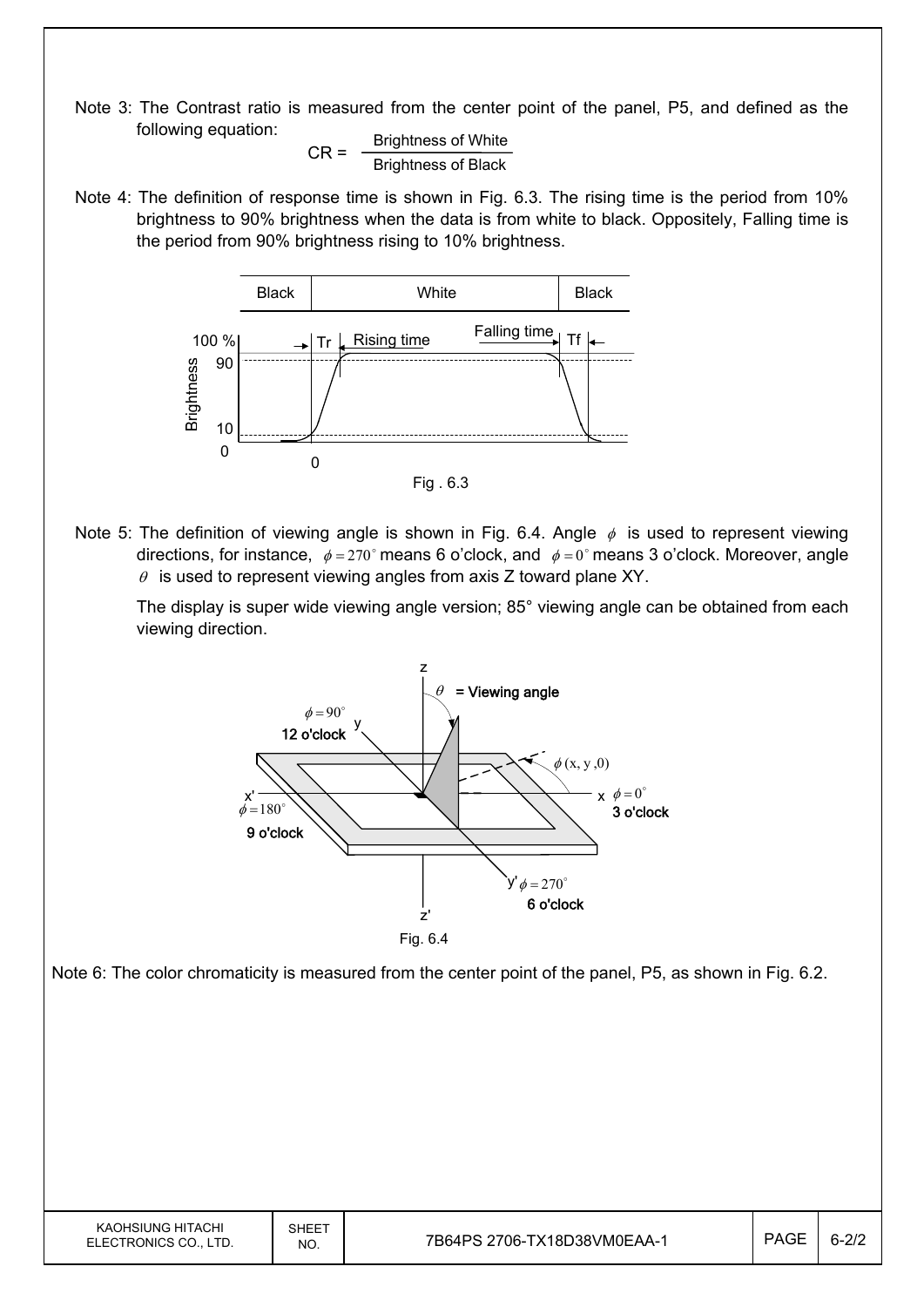Note 3: The Contrast ratio is measured from the center point of the panel, P5, and defined as the following equation:

$$CR = \frac{\text{Brightness of White}}{\text{Brightness of Black}}$$

Note 4: The definition of response time is shown in Fig. 6.3. The rising time is the period from 10% brightness to 90% brightness when the data is from white to black. Oppositely, Falling time is the period from 90% brightness rising to 10% brightness.

Fig . 6.3

Note 5: The definition of viewing angle is shown in Fig. 6.4. Angle $\phi$ is used to represent viewing directions, for instance, $\phi = 270^\circ$ means 6 o'clock, and $\phi = 0^\circ$ means 3 o'clock. Moreover, angle $\theta$ is used to represent viewing angles from axis Z toward plane XY.

The display is super wide viewing angle version; 85° viewing angle can be obtained from each viewing direction.

Fig. 6.4

Note 6: The color chromaticity is measured from the center point of the panel, P5, as shown in Fig. 6.2.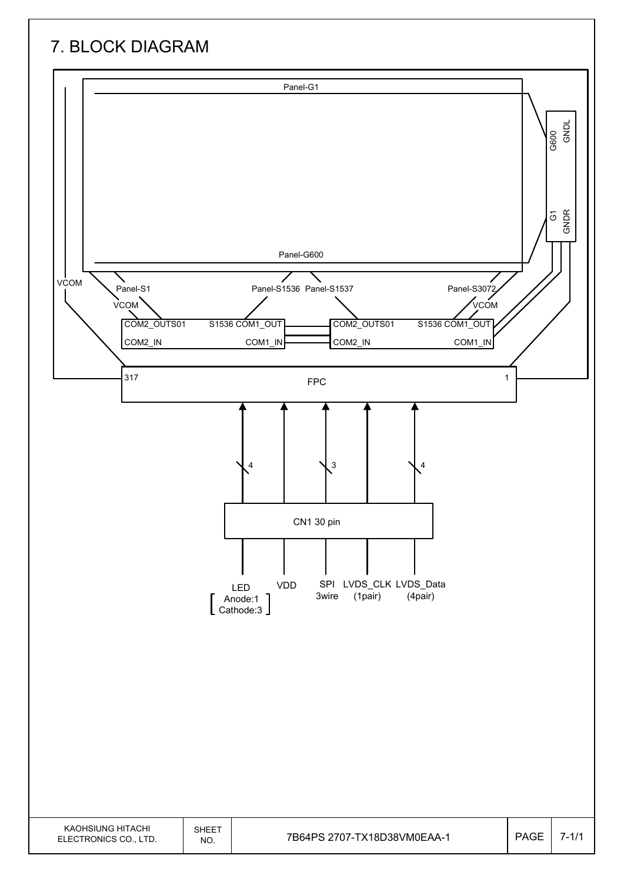# 7. BLOCK DIAGRAM

Panel-G1

G600 GNDL

G1 GNDR

Panel-G600

VCOM

Panel-S1

Panel-S1536 Panel-S1537

Panel-S3072

VCOM

VCOM

COM2_OUTS01 S1536 COM1_OUT

COM2_IN COM1_IN

COM2_OUTS01 S1536 COM1_OUT

COM2_IN COM1_IN

317 FPC 1

4

3

4

CN1 30 pin

LED [ Anode:1 Cathode:3 ]

VDD

SPI 3wire

LVDS_CLK (1pair)

LVDS_Data (4pair)

| KAOHSIUNG HITACHI ELECTRONICS CO., LTD. | SHEET NO. | 7B64PS 2707-TX18D38VM0EAA-1 | PAGE | 7-1/1 |
|---|---|---|---|---|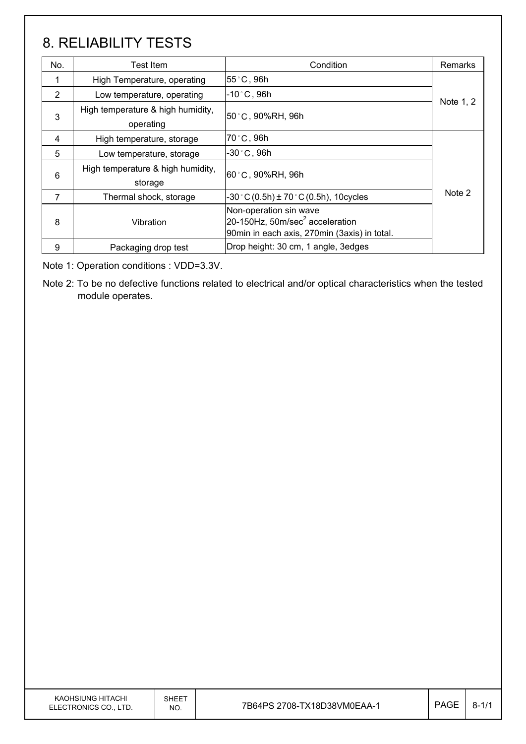# 8. RELIABILITY TESTS

| No. | Test Item | Condition | Remarks |
|---|---|---|---|
| 1 | High Temperature, operating | 55°C, 96h | Note 1, 2 |
| 2 | Low temperature, operating | -10°C, 96h | |
| 3 | High temperature & high humidity, operating | 50°C, 90%RH, 96h | |
| 4 | High temperature, storage | 70°C, 96h | Note 2 |
| 5 | Low temperature, storage | -30°C, 96h | |
| 6 | High temperature & high humidity, storage | 60°C, 90%RH, 96h | |
| 7 | Thermal shock, storage | -30°C (0.5h) ± 70°C (0.5h), 10cycles | |
| 8 | Vibration | Non-operation sin wave<br>20-150Hz, 50m/sec$^2$ acceleration<br>90min in each axis, 270min (3axis) in total. | |
| 9 | Packaging drop test | Drop height: 30 cm, 1 angle, 3edges | |

Note 1: Operation conditions : VDD=3.3V.

Note 2: To be no defective functions related to electrical and/or optical characteristics when the tested module operates.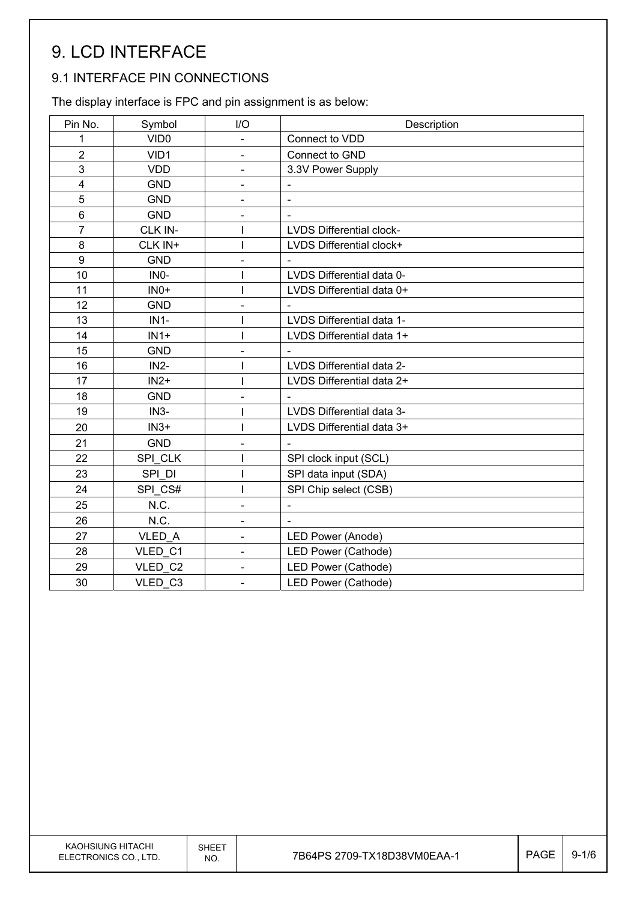# 9. LCD INTERFACE

## 9.1 INTERFACE PIN CONNECTIONS

The display interface is FPC and pin assignment is as below:

| Pin No. | Symbol | I/O | Description |
|---|---|---|---|
| 1 | VID0 | - | Connect to VDD |
| 2 | VID1 | - | Connect to GND |
| 3 | VDD | - | 3.3V Power Supply |
| 4 | GND | - | - |
| 5 | GND | - | - |
| 6 | GND | - | - |
| 7 | CLK IN- | I | LVDS Differential clock- |
| 8 | CLK IN+ | I | LVDS Differential clock+ |
| 9 | GND | - | - |
| 10 | IN0- | I | LVDS Differential data 0- |
| 11 | IN0+ | I | LVDS Differential data 0+ |
| 12 | GND | - | - |
| 13 | IN1- | I | LVDS Differential data 1- |
| 14 | IN1+ | I | LVDS Differential data 1+ |
| 15 | GND | - | - |
| 16 | IN2- | I | LVDS Differential data 2- |
| 17 | IN2+ | I | LVDS Differential data 2+ |
| 18 | GND | - | - |
| 19 | IN3- | I | LVDS Differential data 3- |
| 20 | IN3+ | I | LVDS Differential data 3+ |
| 21 | GND | - | - |
| 22 | SPI_CLK | I | SPI clock input (SCL) |
| 23 | SPI_DI | I | SPI data input (SDA) |
| 24 | SPI_CS# | I | SPI Chip select (CSB) |
| 25 | N.C. | - | - |
| 26 | N.C. | - | - |
| 27 | VLED_A | - | LED Power (Anode) |
| 28 | VLED_C1 | - | LED Power (Cathode) |
| 29 | VLED_C2 | - | LED Power (Cathode) |
| 30 | VLED_C3 | - | LED Power (Cathode) |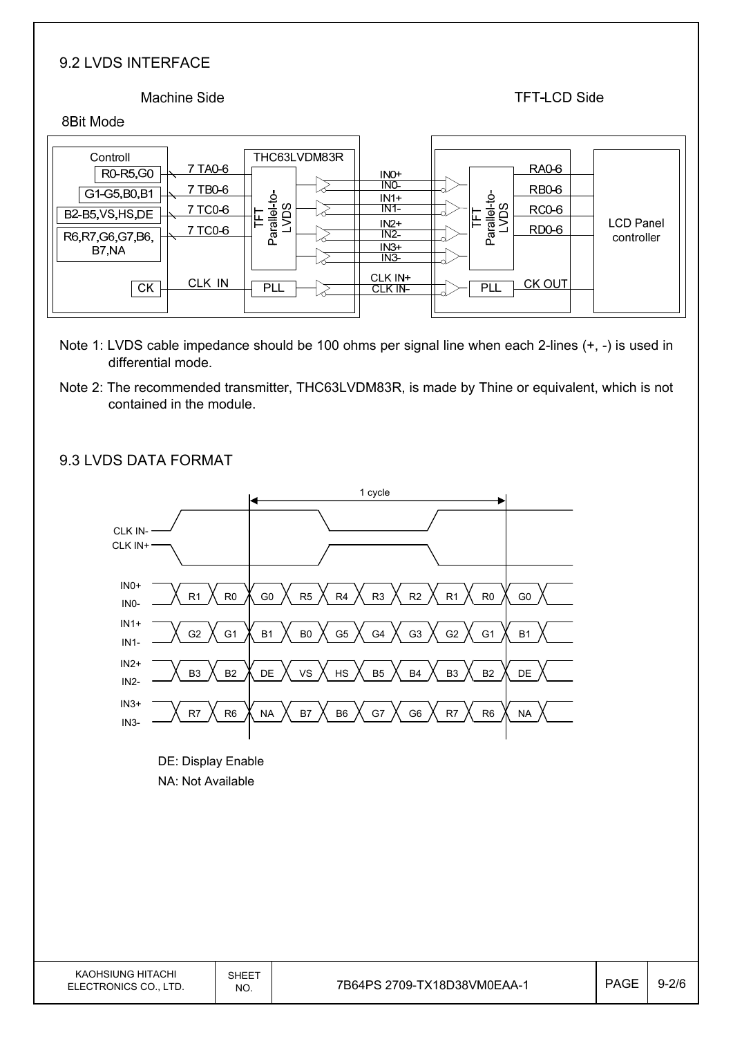## 9.2 LVDS INTERFACE

Machine Side | TFT-LCD Side

8Bit Mode

| Controll | Signal | THC63LVDM83R | LVDS Line | TFT-LCD Side Output |
|---|---|---|---|---|
| R0-R5,G0 | 7 TA0-6 | TFT Parallel-to-LVDS | IN0+ / IN0- | RA0-6 |
| G1-G5,B0,B1 | 7 TB0-6 | TFT Parallel-to-LVDS | IN1+ / IN1- | RB0-6 |
| B2-B5,VS,HS,DE | 7 TC0-6 | TFT Parallel-to-LVDS | IN2+ / IN2- | RC0-6 |
| R6,R7,G6,G7,B6,B7,NA | 7 TC0-6 | TFT Parallel-to-LVDS | IN3+ / IN3- | RD0-6 |
| CK | CLK IN | PLL | CLK IN+ / CLK IN- | CK OUT |

LCD Panel controller

Note 1: LVDS cable impedance should be 100 ohms per signal line when each 2-lines (+, -) is used in differential mode.

Note 2: The recommended transmitter, THC63LVDM83R, is made by Thine or equivalent, which is not contained in the module.

## 9.3 LVDS DATA FORMAT

1 cycle

| Signal | | | | | | | | | | |
|---|---|---|---|---|---|---|---|---|---|---|
| IN0+ / IN0- | R1 | R0 | G0 | R5 | R4 | R3 | R2 | R1 | R0 | G0 |
| IN1+ / IN1- | G2 | G1 | B1 | B0 | G5 | G4 | G3 | G2 | G1 | B1 |
| IN2+ / IN2- | B3 | B2 | DE | VS | HS | B5 | B4 | B3 | B2 | DE |
| IN3+ / IN3- | R7 | R6 | NA | B7 | B6 | G7 | G6 | R7 | R6 | NA |

DE: Display Enable

NA: Not Available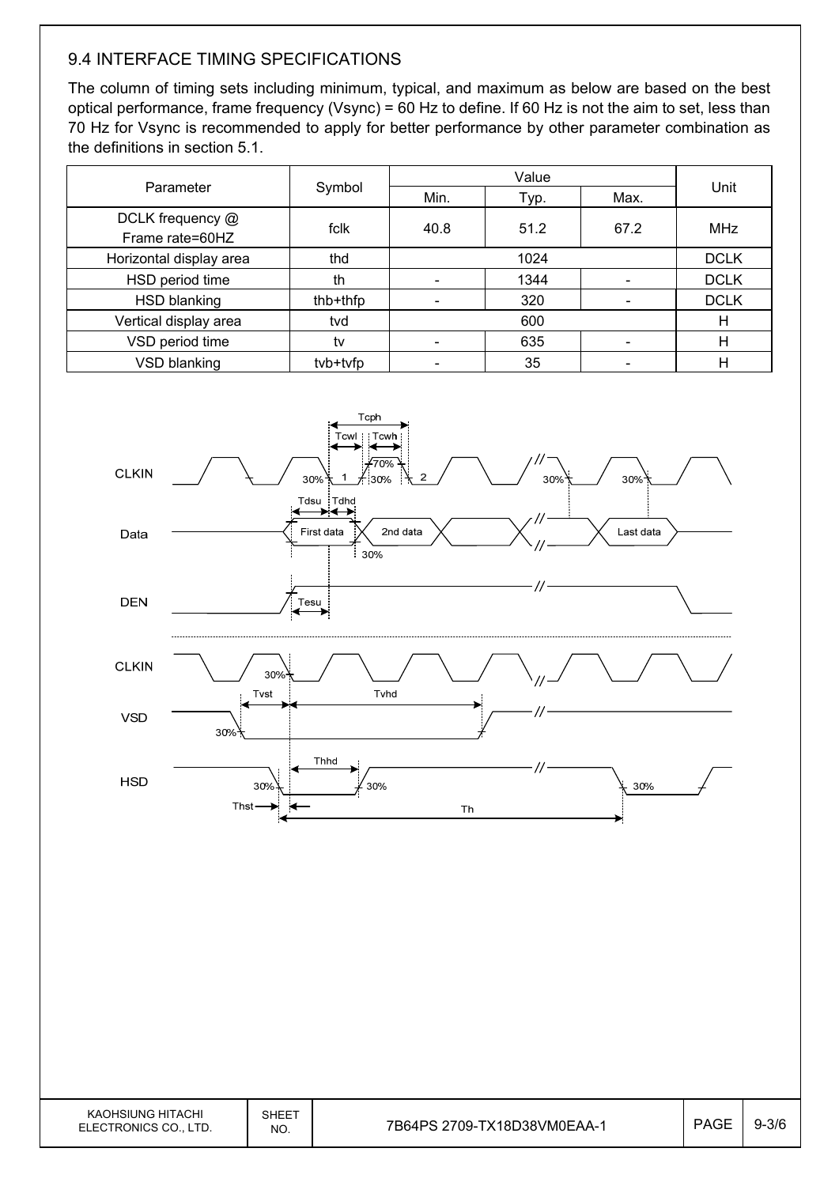### 9.4 INTERFACE TIMING SPECIFICATIONS

The column of timing sets including minimum, typical, and maximum as below are based on the best optical performance, frame frequency (Vsync) = 60 Hz to define. If 60 Hz is not the aim to set, less than 70 Hz for Vsync is recommended to apply for better performance by other parameter combination as the definitions in section 5.1.

| Parameter | Symbol | Value | | | Unit |
|---|---|---|---|---|---|
| | | Min. | Typ. | Max. | |
| DCLK frequency @ Frame rate=60HZ | fclk | 40.8 | 51.2 | 67.2 | MHz |
| Horizontal display area | thd | 1024 | | | DCLK |
| HSD period time | th | - | 1344 | - | DCLK |
| HSD blanking | thb+thfp | - | 320 | - | DCLK |
| Vertical display area | tvd | 600 | | | H |
| VSD period time | tv | - | 635 | - | H |
| VSD blanking | tvb+tvfp | - | 35 | - | H |

CLKIN, Data, DEN, VSD, HSD timing diagram: Tcph, Tcwl, Tcwh, Tdsu, Tdhd, Tesu, Tvst, Tvhd, Thhd, Thst, Th; First data, 2nd data, Last data; 30%, 70% levels.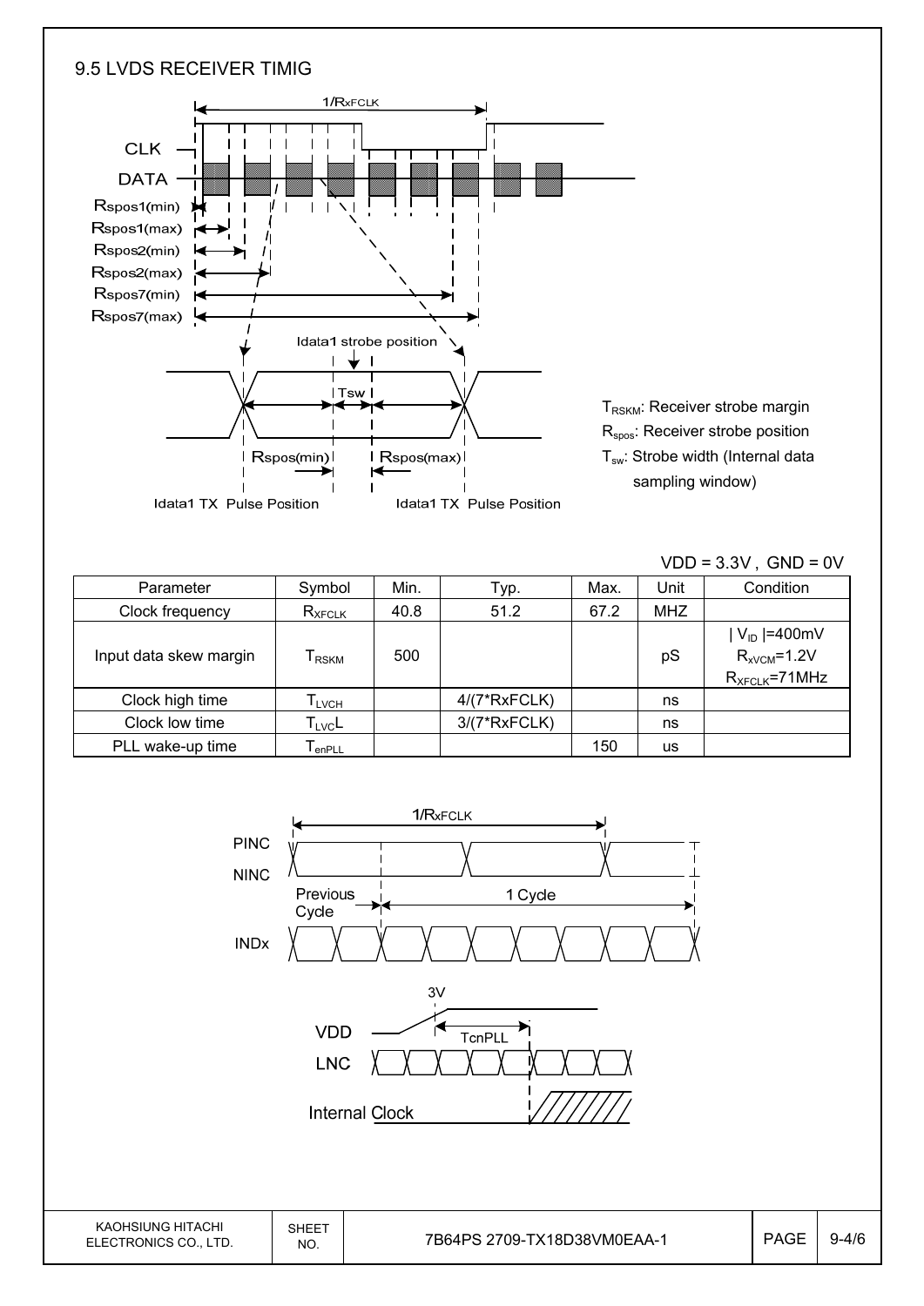## 9.5 LVDS RECEIVER TIMIG

$T_{RSKM}$: Receiver strobe margin

$R_{spos}$: Receiver strobe position

$T_{sw}$: Strobe width (Internal data sampling window)

VDD = 3.3V , GND = 0V

| Parameter | Symbol | Min. | Typ. | Max. | Unit | Condition |
|---|---|---|---|---|---|---|
| Clock frequency | $R_{XFCLK}$ | 40.8 | 51.2 | 67.2 | MHZ | |
| Input data skew margin | $T_{RSKM}$ | 500 | | | pS | $\|V_{ID}\|$=400mV $R_{xVCM}$=1.2V $R_{XFCLK}$=71MHz |
| Clock high time | $T_{LVCH}$ | | 4/(7*RxFCLK) | | ns | |
| Clock low time | $T_{LVC}L$ | | 3/(7*RxFCLK) | | ns | |
| PLL wake-up time | $T_{enPLL}$ | | | 150 | us | |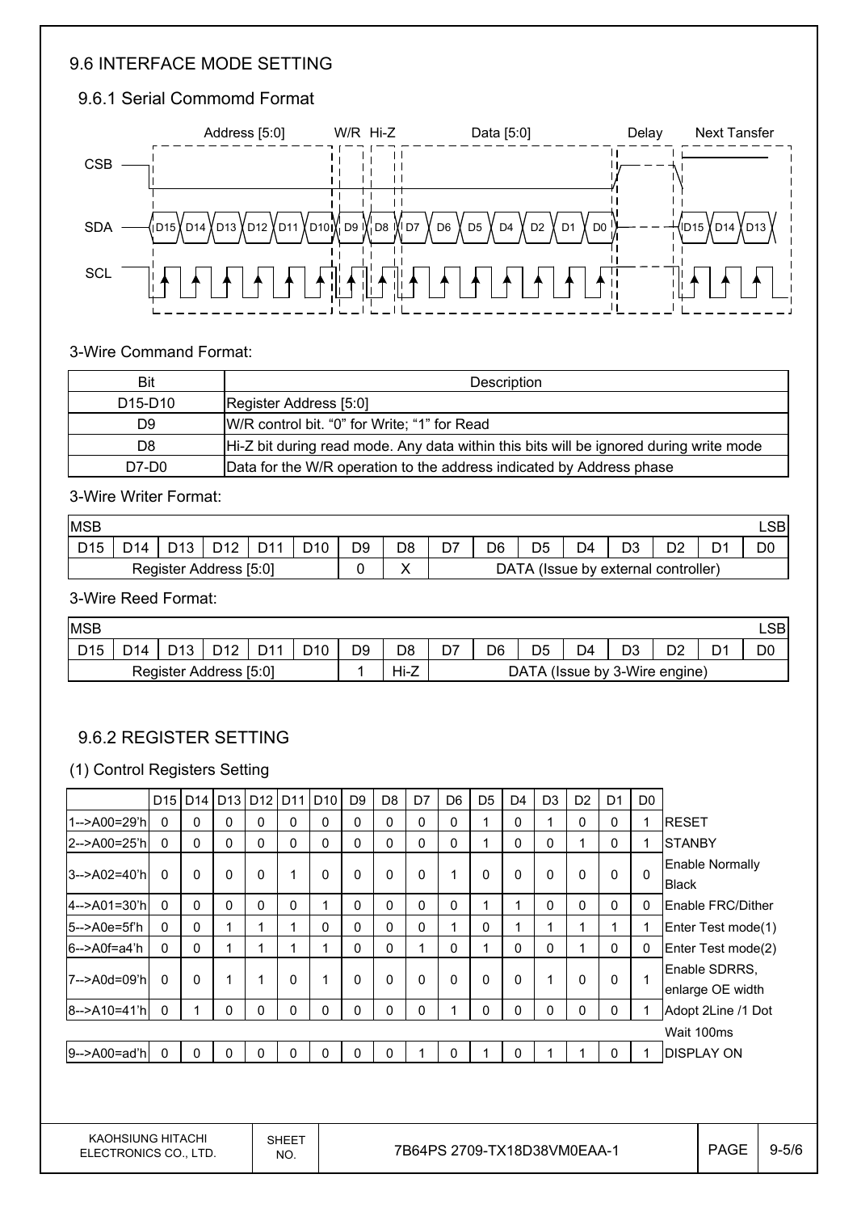## 9.6 INTERFACE MODE SETTING

### 9.6.1 Serial Commomd Format

Address [5:0] W/R Hi-Z Data [5:0] Delay Next Tansfer

CSB

SDA D15 D14 D13 D12 D11 D10 D9 D8 D7 D6 D5 D4 D2 D1 D0 D15 D14 D13

SCL

3-Wire Command Format:

| Bit | Description |
|---|---|
| D15-D10 | Register Address [5:0] |
| D9 | W/R control bit. "0" for Write; "1" for Read |
| D8 | Hi-Z bit during read mode. Any data within this bits will be ignored during write mode |
| D7-D0 | Data for the W/R operation to the address indicated by Address phase |

3-Wire Writer Format:

| MSB | | | | | | | | | | | | | | | LSB |
|---|---|---|---|---|---|---|---|---|---|---|---|---|---|---|---|
| D15 | D14 | D13 | D12 | D11 | D10 | D9 | D8 | D7 | D6 | D5 | D4 | D3 | D2 | D1 | D0 |
| Register Address [5:0] | | | | | | 0 | X | DATA (Issue by external controller) | | | | | | | |

3-Wire Reed Format:

| MSB | | | | | | | | | | | | | | | LSB |
|---|---|---|---|---|---|---|---|---|---|---|---|---|---|---|---|
| D15 | D14 | D13 | D12 | D11 | D10 | D9 | D8 | D7 | D6 | D5 | D4 | D3 | D2 | D1 | D0 |
| Register Address [5:0] | | | | | | 1 | Hi-Z | DATA (Issue by 3-Wire engine) | | | | | | | |

### 9.6.2 REGISTER SETTING

(1) Control Registers Setting

| | D15 | D14 | D13 | D12 | D11 | D10 | D9 | D8 | D7 | D6 | D5 | D4 | D3 | D2 | D1 | D0 | |
|---|---|---|---|---|---|---|---|---|---|---|---|---|---|---|---|---|---|
| 1-->A00=29'h | 0 | 0 | 0 | 0 | 0 | 0 | 0 | 0 | 0 | 0 | 1 | 0 | 1 | 0 | 0 | 1 | RESET |
| 2-->A00=25'h | 0 | 0 | 0 | 0 | 0 | 0 | 0 | 0 | 0 | 0 | 1 | 0 | 0 | 1 | 0 | 1 | STANBY |
| 3-->A02=40'h | 0 | 0 | 0 | 0 | 1 | 0 | 0 | 0 | 0 | 1 | 0 | 0 | 0 | 0 | 0 | 0 | Enable Normally Black |
| 4-->A01=30'h | 0 | 0 | 0 | 0 | 0 | 1 | 0 | 0 | 0 | 0 | 1 | 1 | 0 | 0 | 0 | 0 | Enable FRC/Dither |
| 5-->A0e=5f'h | 0 | 0 | 1 | 1 | 1 | 0 | 0 | 0 | 0 | 1 | 0 | 1 | 1 | 1 | 1 | 1 | Enter Test mode(1) |
| 6-->A0f=a4'h | 0 | 0 | 1 | 1 | 1 | 1 | 0 | 0 | 1 | 0 | 1 | 0 | 0 | 1 | 0 | 0 | Enter Test mode(2) |
| 7-->A0d=09'h | 0 | 0 | 1 | 1 | 0 | 1 | 0 | 0 | 0 | 0 | 0 | 0 | 1 | 0 | 0 | 1 | Enable SDRRS, enlarge OE width |
| 8-->A10=41'h | 0 | 1 | 0 | 0 | 0 | 0 | 0 | 0 | 0 | 1 | 0 | 0 | 0 | 0 | 0 | 1 | Adopt 2Line /1 Dot |
| | | | | | | | | | | | | | | | | | Wait 100ms |
| 9-->A00=ad'h | 0 | 0 | 0 | 0 | 0 | 0 | 0 | 0 | 1 | 0 | 1 | 0 | 1 | 1 | 0 | 1 | DISPLAY ON |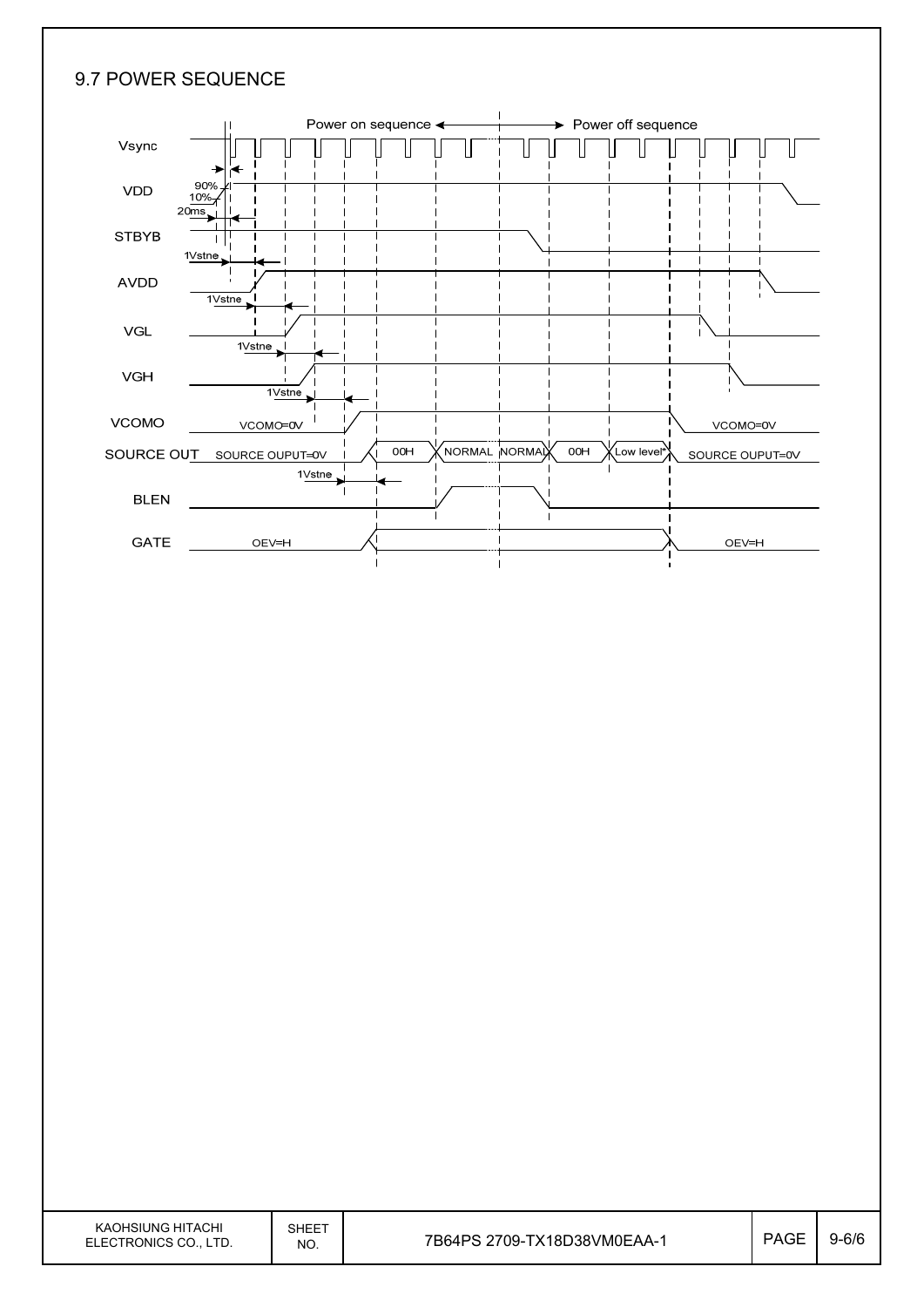## 9.7 POWER SEQUENCE

Power on sequence ◄——► Power off sequence

Vsync

VDD

90%

10%

20ms

STBYB

1Vstne

AVDD

1Vstne

VGL

1Vstne

VGH

1Vstne

VCOMO

VCOMO=0V

VCOMO=0V

SOURCE OUT

SOURCE OUPUT=0V

00H

NORMAL

NORMAL

00H

Low level*

SOURCE OUPUT=0V

1Vstne

BLEN

GATE

OEV=H

OEV=H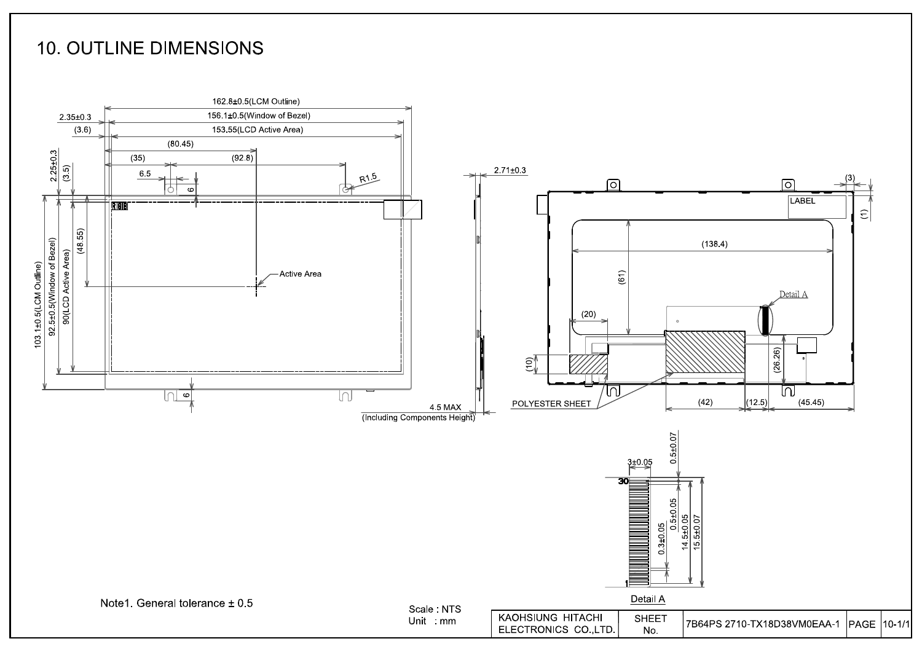# 10. OUTLINE DIMENSIONS

162.8±0.5(LCM Outline)

156.1±0.5(Window of Bezel)

153.55(LCD Active Area)

2.35±0.3

(3.6)

(80.45)

(35)

(92.8)

6.5

R1.5

6

2.25±0.3

(3.5)

103.1±0.5(LCM Outline)

92.5±0.5(Window of Bezel)

90(LCD Active Area)

(48.55)

Active Area

RGB

6

2.71±0.3

4.5 MAX
(Including Components Height)

(3)

(1)

LABEL

(138.4)

(61)

Detail A

(20)

(10)

(26.26)

POLYESTER SHEET

(42)

(12.5)

(45.45)

3±0.05

0.5±0.07

30

1

0.3±0.05

0.5±0.05

14.5±0.05

15.5±0.07

Detail A

Note1. General tolerance ± 0.5

Scale : NTS
Unit : mm

| KAOHSIUNG HITACHI ELECTRONICS CO.,LTD. | SHEET No. | 7B64PS 2710-TX18D38VM0EAA-1 | PAGE | 10-1/1 |
|---|---|---|---|---|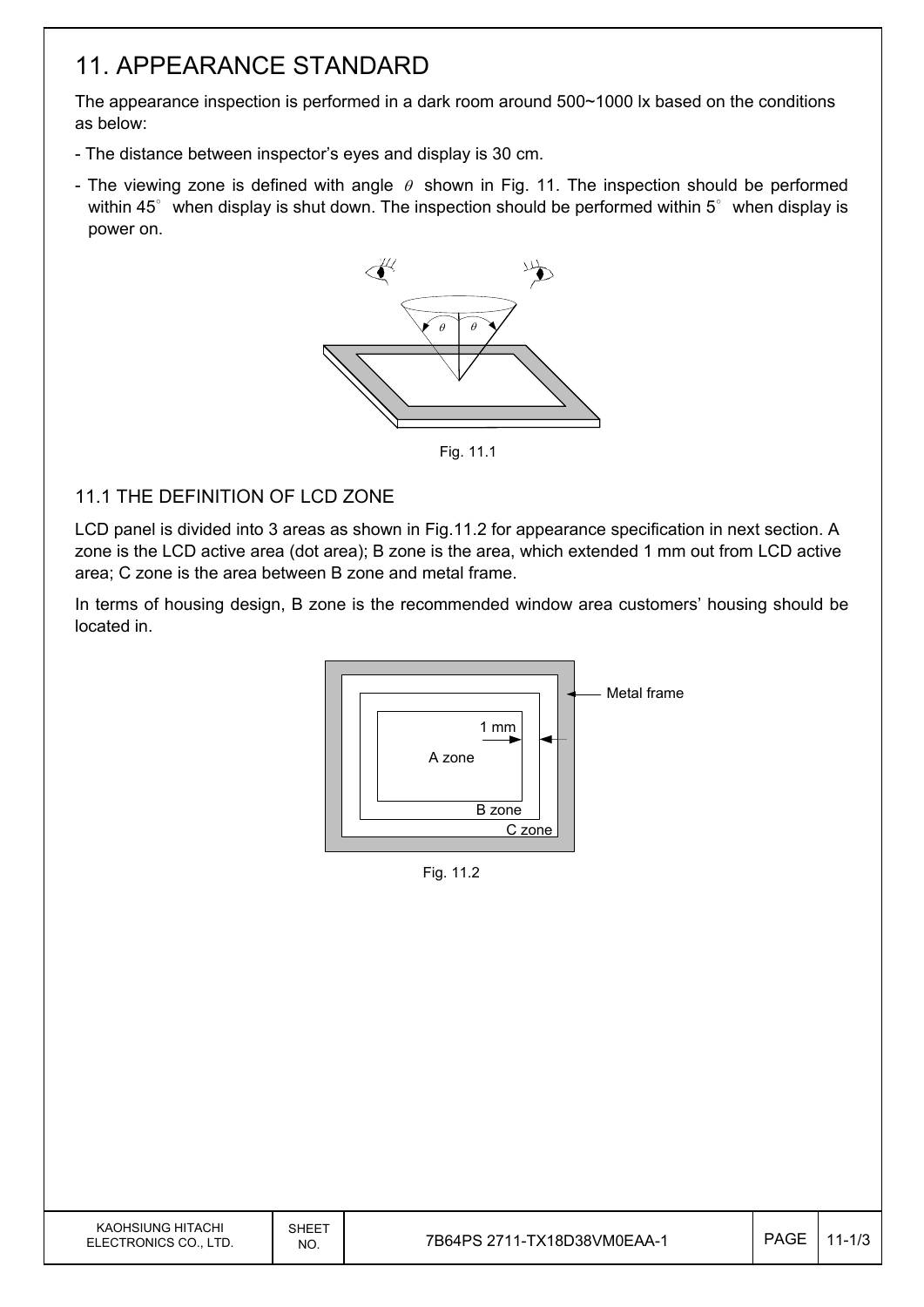# 11. APPEARANCE STANDARD

The appearance inspection is performed in a dark room around 500~1000 lx based on the conditions as below:

- The distance between inspector's eyes and display is 30 cm.
- The viewing zone is defined with angle $\theta$ shown in Fig. 11. The inspection should be performed within 45° when display is shut down. The inspection should be performed within 5° when display is power on.

Fig. 11.1

## 11.1 THE DEFINITION OF LCD ZONE

LCD panel is divided into 3 areas as shown in Fig.11.2 for appearance specification in next section. A zone is the LCD active area (dot area); B zone is the area, which extended 1 mm out from LCD active area; C zone is the area between B zone and metal frame.

In terms of housing design, B zone is the recommended window area customers' housing should be located in.

Fig. 11.2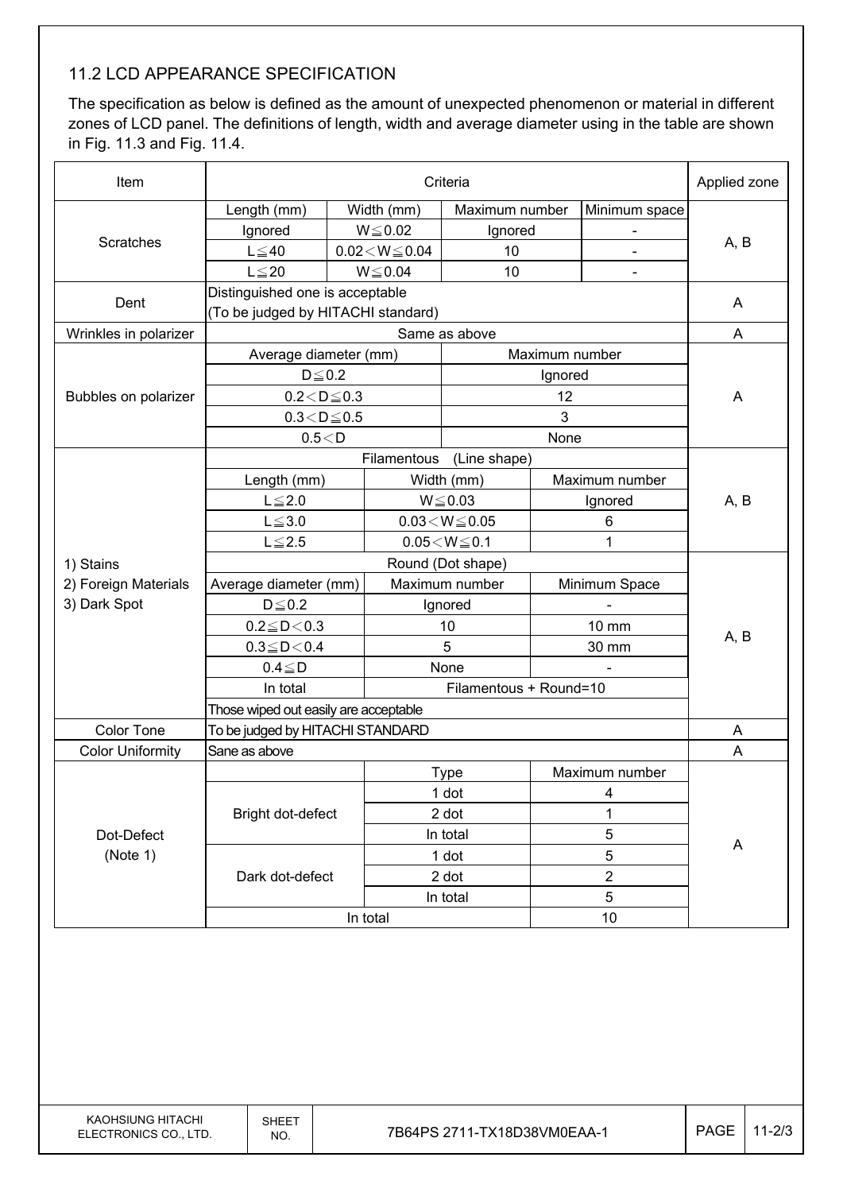## 11.2 LCD APPEARANCE SPECIFICATION

The specification as below is defined as the amount of unexpected phenomenon or material in different zones of LCD panel. The definitions of length, width and average diameter using in the table are shown in Fig. 11.3 and Fig. 11.4.

| Item | Criteria | | | | Applied zone |
|---|---|---|---|---|---|
| Scratches | Length (mm) | Width (mm) | Maximum number | Minimum space | A, B |
| | Ignored | W≦0.02 | Ignored | - | |
| | L≦40 | 0.02＜W≦0.04 | 10 | - | |
| | L≦20 | W≦0.04 | 10 | - | |
| Dent | Distinguished one is acceptable (To be judged by HITACHI standard) | | | | A |
| Wrinkles in polarizer | Same as above | | | | A |
| Bubbles on polarizer | Average diameter (mm) | | Maximum number | | A |
| | D≦0.2 | | Ignored | | |
| | 0.2＜D≦0.3 | | 12 | | |
| | 0.3＜D≦0.5 | | 3 | | |
| | 0.5＜D | | None | | |
| 1) Stains 2) Foreign Materials 3) Dark Spot | Filamentous (Line shape) | | | | A, B |
| | Length (mm) | Width (mm) | Maximum number | | |
| | L≦2.0 | W≦0.03 | Ignored | | |
| | L≦3.0 | 0.03＜W≦0.05 | 6 | | |
| | L≦2.5 | 0.05＜W≦0.1 | 1 | | |
| | Round (Dot shape) | | | | A, B |
| | Average diameter (mm) | Maximum number | Minimum Space | | |
| | D≦0.2 | Ignored | - | | |
| | 0.2≦D＜0.3 | 10 | 10 mm | | |
| | 0.3≦D＜0.4 | 5 | 30 mm | | |
| | 0.4≦D | None | - | | |
| | In total | Filamentous + Round=10 | | | |
| | Those wiped out easily are acceptable | | | | |
| Color Tone | To be judged by HITACHI STANDARD | | | | A |
| Color Uniformity | Sane as above | | | | A |
| Dot-Defect (Note 1) | | Type | Maximum number | | A |
| | Bright dot-defect | 1 dot | 4 | | |
| | | 2 dot | 1 | | |
| | | In total | 5 | | |
| | Dark dot-defect | 1 dot | 5 | | |
| | | 2 dot | 2 | | |
| | | In total | 5 | | |
| | In total | | 10 | | |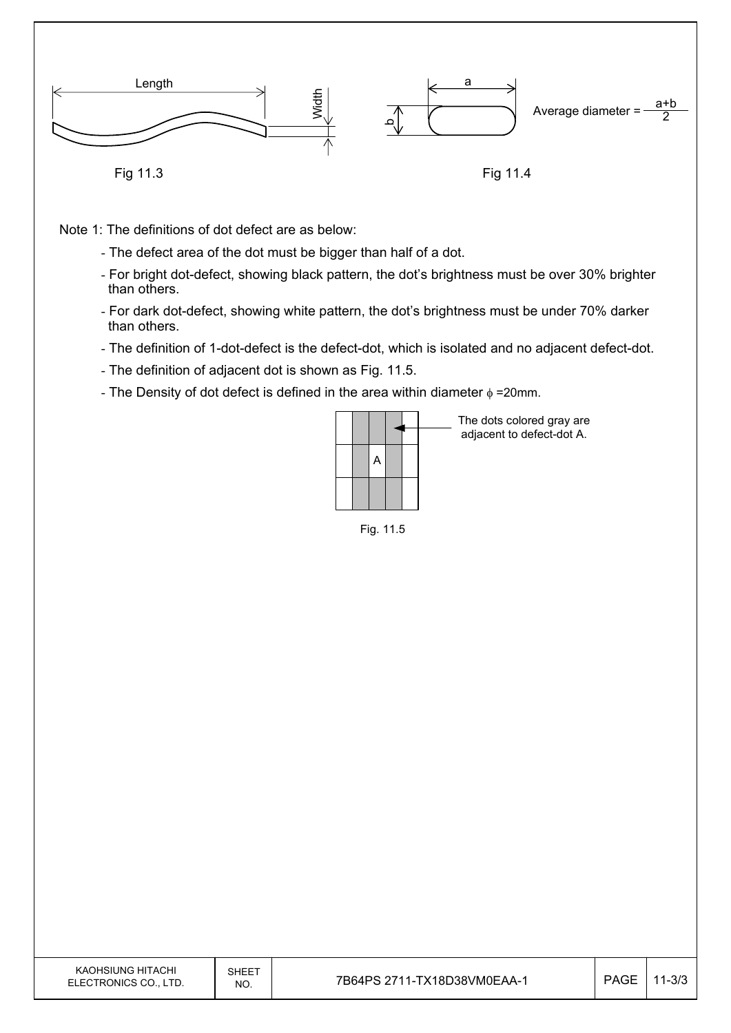Length

Width

Fig 11.3

a

b

Average diameter = $\frac{a+b}{2}$

Fig 11.4

Note 1: The definitions of dot defect are as below:

- The defect area of the dot must be bigger than half of a dot.
- For bright dot-defect, showing black pattern, the dot's brightness must be over 30% brighter than others.
- For dark dot-defect, showing white pattern, the dot's brightness must be under 70% darker than others.
- The definition of 1-dot-defect is the defect-dot, which is isolated and no adjacent defect-dot.
- The definition of adjacent dot is shown as Fig. 11.5.
- The Density of dot defect is defined in the area within diameter $\phi$ =20mm.

The dots colored gray are adjacent to defect-dot A.

A

Fig. 11.5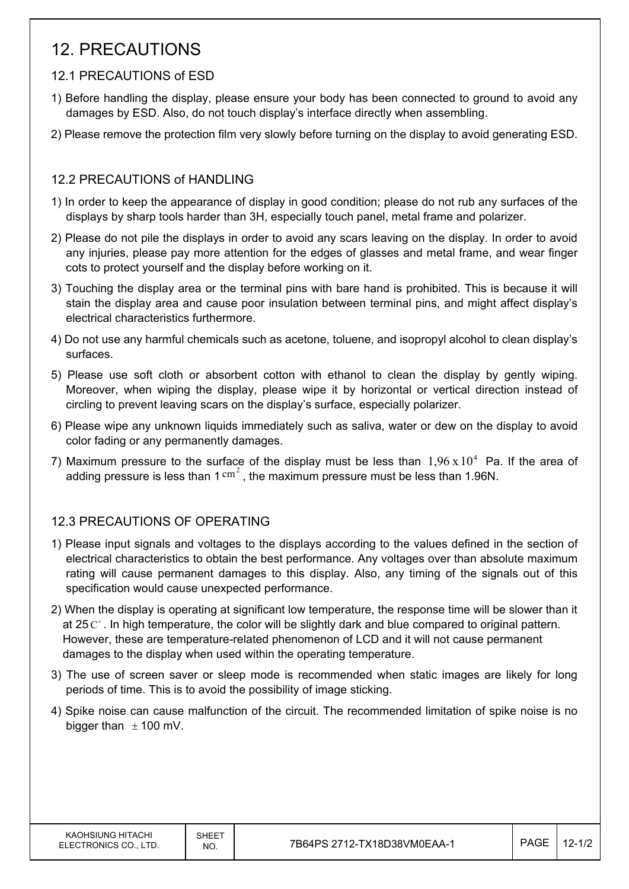# 12. PRECAUTIONS

## 12.1 PRECAUTIONS of ESD

1) Before handling the display, please ensure your body has been connected to ground to avoid any damages by ESD. Also, do not touch display's interface directly when assembling.

2) Please remove the protection film very slowly before turning on the display to avoid generating ESD.

## 12.2 PRECAUTIONS of HANDLING

1) In order to keep the appearance of display in good condition; please do not rub any surfaces of the displays by sharp tools harder than 3H, especially touch panel, metal frame and polarizer.

2) Please do not pile the displays in order to avoid any scars leaving on the display. In order to avoid any injuries, please pay more attention for the edges of glasses and metal frame, and wear finger cots to protect yourself and the display before working on it.

3) Touching the display area or the terminal pins with bare hand is prohibited. This is because it will stain the display area and cause poor insulation between terminal pins, and might affect display's electrical characteristics furthermore.

4) Do not use any harmful chemicals such as acetone, toluene, and isopropyl alcohol to clean display's surfaces.

5) Please use soft cloth or absorbent cotton with ethanol to clean the display by gently wiping. Moreover, when wiping the display, please wipe it by horizontal or vertical direction instead of circling to prevent leaving scars on the display's surface, especially polarizer.

6) Please wipe any unknown liquids immediately such as saliva, water or dew on the display to avoid color fading or any permanently damages.

7) Maximum pressure to the surface of the display must be less than $1{,}96 \times 10^4$ Pa. If the area of adding pressure is less than 1 $cm^2$, the maximum pressure must be less than 1.96N.

## 12.3 PRECAUTIONS OF OPERATING

1) Please input signals and voltages to the displays according to the values defined in the section of electrical characteristics to obtain the best performance. Any voltages over than absolute maximum rating will cause permanent damages to this display. Also, any timing of the signals out of this specification would cause unexpected performance.

2) When the display is operating at significant low temperature, the response time will be slower than it at 25 $C^{\circ}$. In high temperature, the color will be slightly dark and blue compared to original pattern. However, these are temperature-related phenomenon of LCD and it will not cause permanent damages to the display when used within the operating temperature.

3) The use of screen saver or sleep mode is recommended when static images are likely for long periods of time. This is to avoid the possibility of image sticking.

4) Spike noise can cause malfunction of the circuit. The recommended limitation of spike noise is no bigger than $\pm$ 100 mV.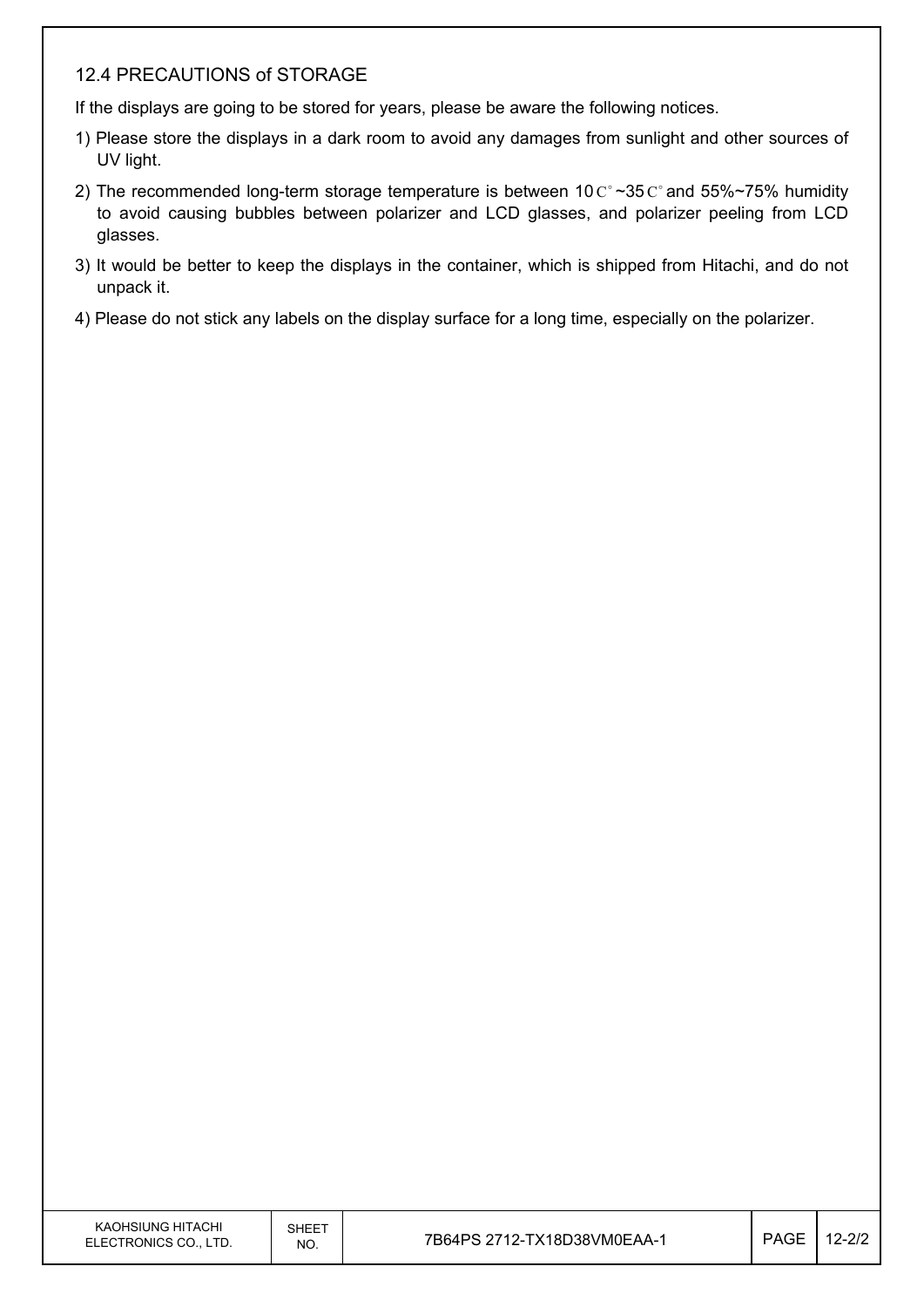## 12.4 PRECAUTIONS of STORAGE

If the displays are going to be stored for years, please be aware the following notices.

1) Please store the displays in a dark room to avoid any damages from sunlight and other sources of UV light.

2) The recommended long-term storage temperature is between 10C°~35C° and 55%~75% humidity to avoid causing bubbles between polarizer and LCD glasses, and polarizer peeling from LCD glasses.

3) It would be better to keep the displays in the container, which is shipped from Hitachi, and do not unpack it.

4) Please do not stick any labels on the display surface for a long time, especially on the polarizer.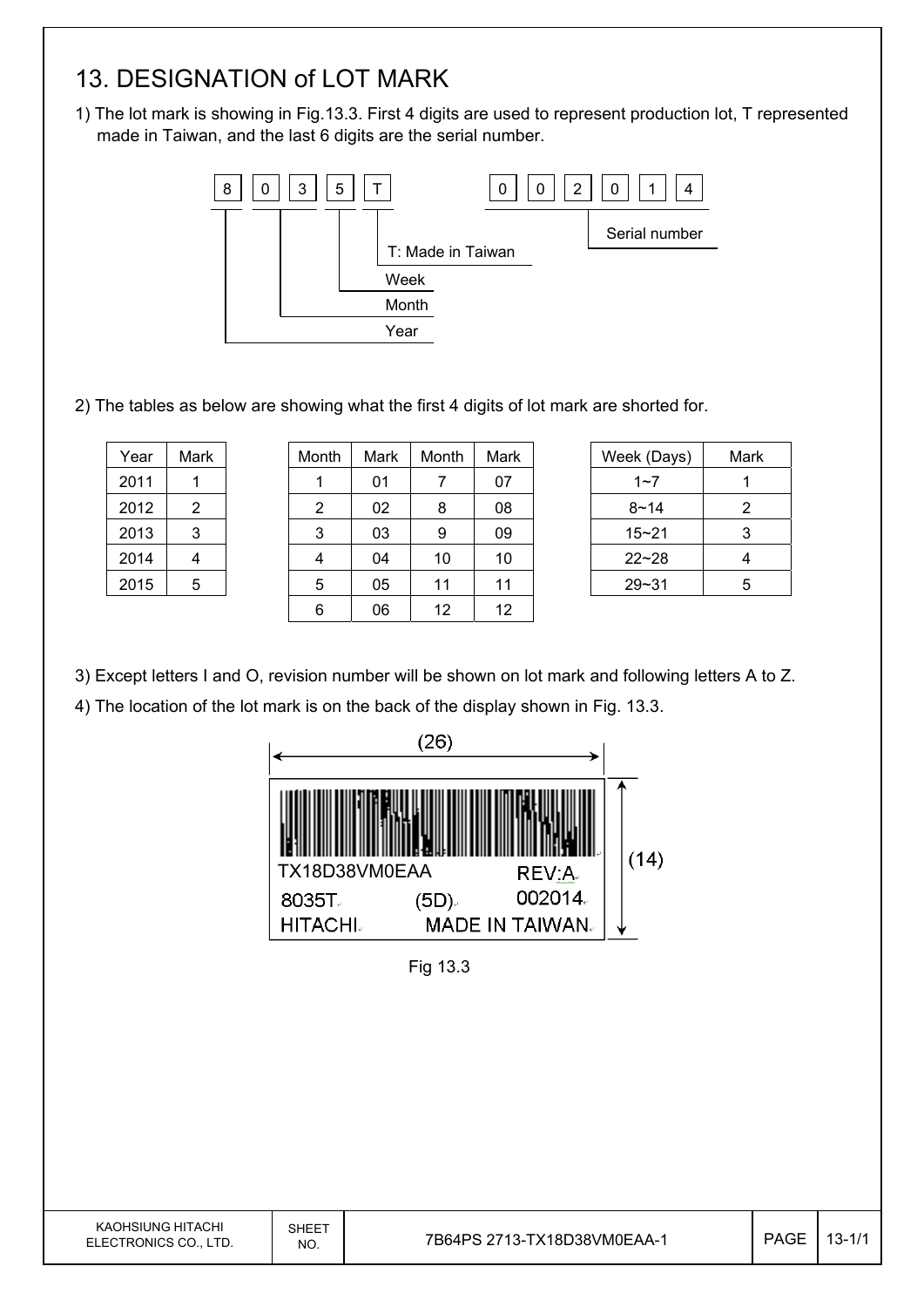# 13. DESIGNATION of LOT MARK

1) The lot mark is showing in Fig.13.3. First 4 digits are used to represent production lot, T represented made in Taiwan, and the last 6 digits are the serial number.

8 0 3 5 T    0 0 2 0 1 4

Serial number

T: Made in Taiwan

Week

Month

Year

2) The tables as below are showing what the first 4 digits of lot mark are shorted for.

| Year | Mark |
|---|---|
| 2011 | 1 |
| 2012 | 2 |
| 2013 | 3 |
| 2014 | 4 |
| 2015 | 5 |

| Month | Mark | Month | Mark |
|---|---|---|---|
| 1 | 01 | 7 | 07 |
| 2 | 02 | 8 | 08 |
| 3 | 03 | 9 | 09 |
| 4 | 04 | 10 | 10 |
| 5 | 05 | 11 | 11 |
| 6 | 06 | 12 | 12 |

| Week (Days) | Mark |
|---|---|
| 1~7 | 1 |
| 8~14 | 2 |
| 15~21 | 3 |
| 22~28 | 4 |
| 29~31 | 5 |

3) Except letters I and O, revision number will be shown on lot mark and following letters A to Z.

4) The location of the lot mark is on the back of the display shown in Fig. 13.3.

(26)

(14)

TX18D38VM0EAA    REV:A

8035T    (5D)    002014

HITACHI    MADE IN TAIWAN

Fig 13.3